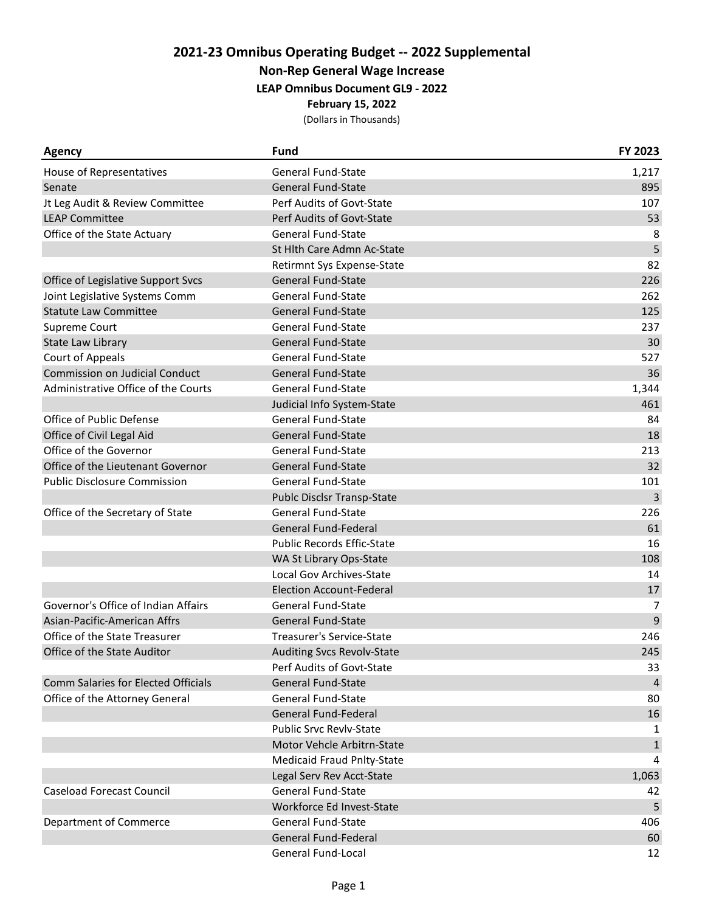# 2021-23 Omnibus Operating Budget -- 2022 Supplemental

## Non-Rep General Wage Increase

### LEAP Omnibus Document GL9 - 2022

**February 15, 2022**

(Dollars in Thousands)

| Agency | Fund | FY 2023 |
|---|---|---|
| House of Representatives | General Fund-State | 1,217 |
| Senate | General Fund-State | 895 |
| Jt Leg Audit & Review Committee | Perf Audits of Govt-State | 107 |
| LEAP Committee | Perf Audits of Govt-State | 53 |
| Office of the State Actuary | General Fund-State | 8 |
| | St Hlth Care Admn Ac-State | 5 |
| | Retirmnt Sys Expense-State | 82 |
| Office of Legislative Support Svcs | General Fund-State | 226 |
| Joint Legislative Systems Comm | General Fund-State | 262 |
| Statute Law Committee | General Fund-State | 125 |
| Supreme Court | General Fund-State | 237 |
| State Law Library | General Fund-State | 30 |
| Court of Appeals | General Fund-State | 527 |
| Commission on Judicial Conduct | General Fund-State | 36 |
| Administrative Office of the Courts | General Fund-State | 1,344 |
| | Judicial Info System-State | 461 |
| Office of Public Defense | General Fund-State | 84 |
| Office of Civil Legal Aid | General Fund-State | 18 |
| Office of the Governor | General Fund-State | 213 |
| Office of the Lieutenant Governor | General Fund-State | 32 |
| Public Disclosure Commission | General Fund-State | 101 |
| | Publc Disclsr Transp-State | 3 |
| Office of the Secretary of State | General Fund-State | 226 |
| | General Fund-Federal | 61 |
| | Public Records Effic-State | 16 |
| | WA St Library Ops-State | 108 |
| | Local Gov Archives-State | 14 |
| | Election Account-Federal | 17 |
| Governor's Office of Indian Affairs | General Fund-State | 7 |
| Asian-Pacific-American Affrs | General Fund-State | 9 |
| Office of the State Treasurer | Treasurer's Service-State | 246 |
| Office of the State Auditor | Auditing Svcs Revolv-State | 245 |
| | Perf Audits of Govt-State | 33 |
| Comm Salaries for Elected Officials | General Fund-State | 4 |
| Office of the Attorney General | General Fund-State | 80 |
| | General Fund-Federal | 16 |
| | Public Srvc Revlv-State | 1 |
| | Motor Vehcle Arbitrn-State | 1 |
| | Medicaid Fraud Pnlty-State | 4 |
| | Legal Serv Rev Acct-State | 1,063 |
| Caseload Forecast Council | General Fund-State | 42 |
| | Workforce Ed Invest-State | 5 |
| Department of Commerce | General Fund-State | 406 |
| | General Fund-Federal | 60 |
| | General Fund-Local | 12 |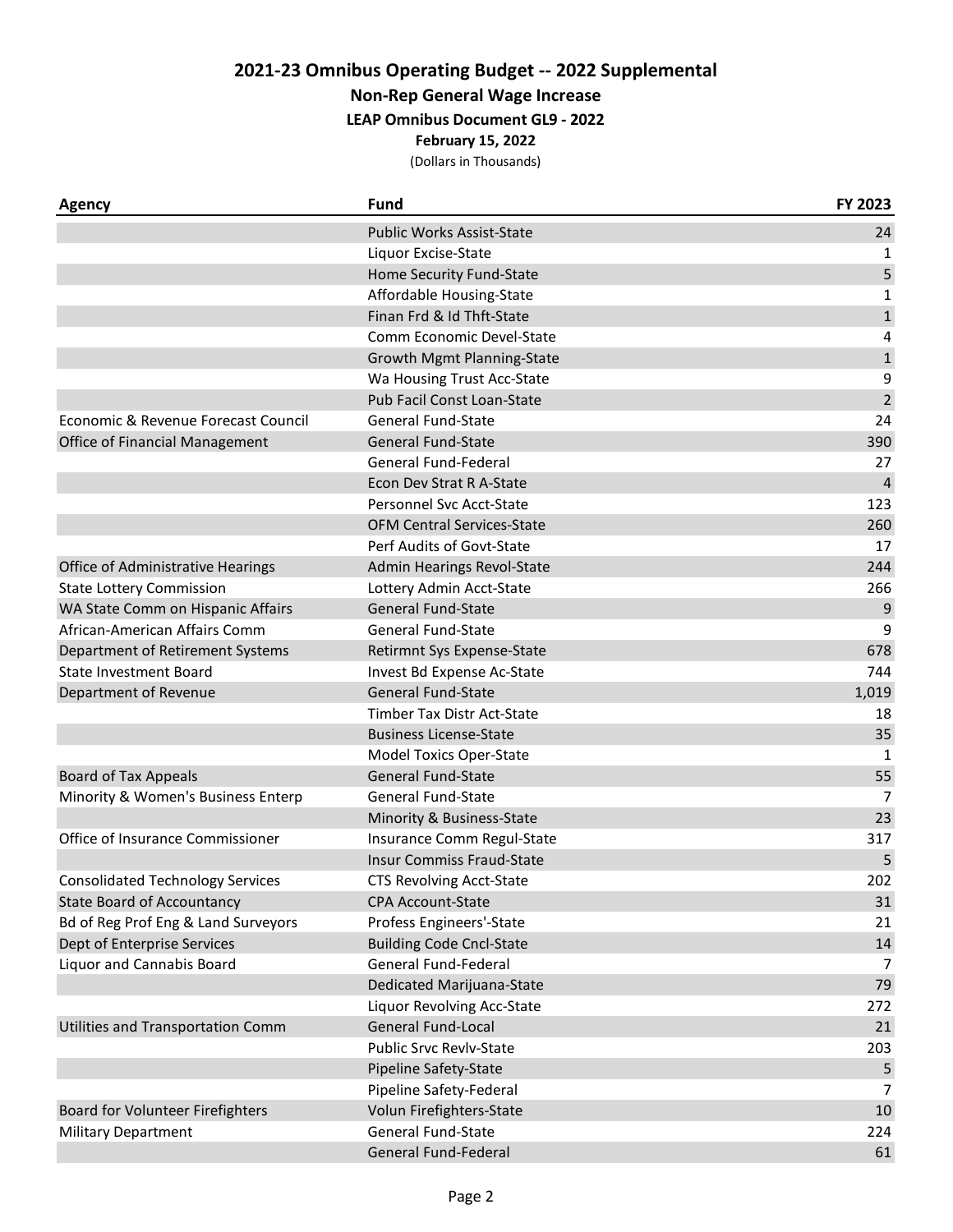# 2021-23 Omnibus Operating Budget -- 2022 Supplemental

## Non-Rep General Wage Increase

### LEAP Omnibus Document GL9 - 2022

**February 15, 2022**

(Dollars in Thousands)

| Agency | Fund | FY 2023 |
|---|---|---|
| | Public Works Assist-State | 24 |
| | Liquor Excise-State | 1 |
| | Home Security Fund-State | 5 |
| | Affordable Housing-State | 1 |
| | Finan Frd & Id Thft-State | 1 |
| | Comm Economic Devel-State | 4 |
| | Growth Mgmt Planning-State | 1 |
| | Wa Housing Trust Acc-State | 9 |
| | Pub Facil Const Loan-State | 2 |
| Economic & Revenue Forecast Council | General Fund-State | 24 |
| Office of Financial Management | General Fund-State | 390 |
| | General Fund-Federal | 27 |
| | Econ Dev Strat R A-State | 4 |
| | Personnel Svc Acct-State | 123 |
| | OFM Central Services-State | 260 |
| | Perf Audits of Govt-State | 17 |
| Office of Administrative Hearings | Admin Hearings Revol-State | 244 |
| State Lottery Commission | Lottery Admin Acct-State | 266 |
| WA State Comm on Hispanic Affairs | General Fund-State | 9 |
| African-American Affairs Comm | General Fund-State | 9 |
| Department of Retirement Systems | Retirmnt Sys Expense-State | 678 |
| State Investment Board | Invest Bd Expense Ac-State | 744 |
| Department of Revenue | General Fund-State | 1,019 |
| | Timber Tax Distr Act-State | 18 |
| | Business License-State | 35 |
| | Model Toxics Oper-State | 1 |
| Board of Tax Appeals | General Fund-State | 55 |
| Minority & Women's Business Enterp | General Fund-State | 7 |
| | Minority & Business-State | 23 |
| Office of Insurance Commissioner | Insurance Comm Regul-State | 317 |
| | Insur Commiss Fraud-State | 5 |
| Consolidated Technology Services | CTS Revolving Acct-State | 202 |
| State Board of Accountancy | CPA Account-State | 31 |
| Bd of Reg Prof Eng & Land Surveyors | Profess Engineers'-State | 21 |
| Dept of Enterprise Services | Building Code Cncl-State | 14 |
| Liquor and Cannabis Board | General Fund-Federal | 7 |
| | Dedicated Marijuana-State | 79 |
| | Liquor Revolving Acc-State | 272 |
| Utilities and Transportation Comm | General Fund-Local | 21 |
| | Public Srvc Revlv-State | 203 |
| | Pipeline Safety-State | 5 |
| | Pipeline Safety-Federal | 7 |
| Board for Volunteer Firefighters | Volun Firefighters-State | 10 |
| Military Department | General Fund-State | 224 |
| | General Fund-Federal | 61 |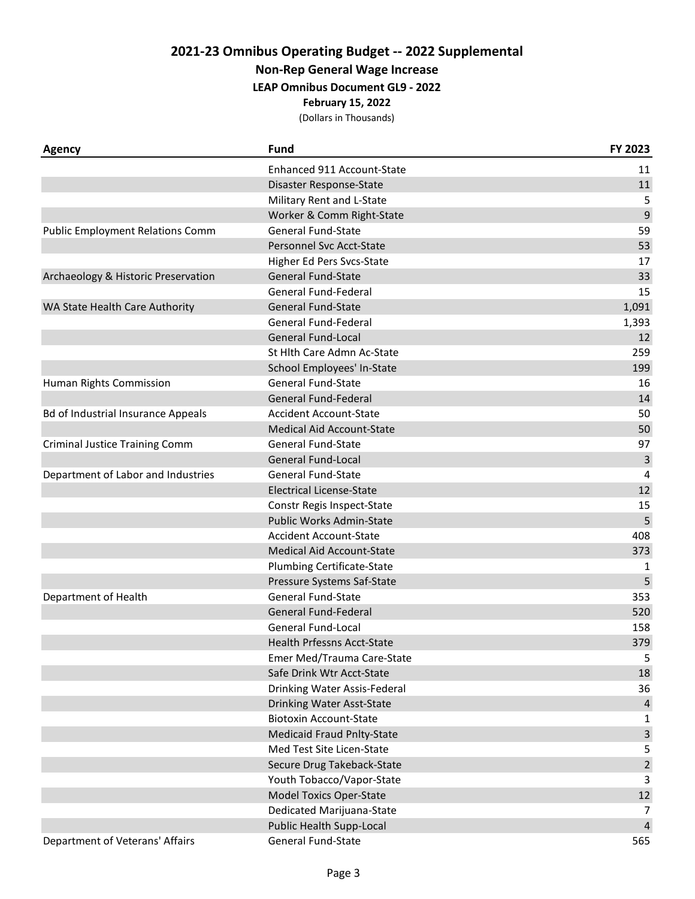# 2021-23 Omnibus Operating Budget -- 2022 Supplemental

## Non-Rep General Wage Increase

### LEAP Omnibus Document GL9 - 2022

**February 15, 2022**

(Dollars in Thousands)

| Agency | Fund | FY 2023 |
|---|---|---|
| | Enhanced 911 Account-State | 11 |
| | Disaster Response-State | 11 |
| | Military Rent and L-State | 5 |
| | Worker & Comm Right-State | 9 |
| Public Employment Relations Comm | General Fund-State | 59 |
| | Personnel Svc Acct-State | 53 |
| | Higher Ed Pers Svcs-State | 17 |
| Archaeology & Historic Preservation | General Fund-State | 33 |
| | General Fund-Federal | 15 |
| WA State Health Care Authority | General Fund-State | 1,091 |
| | General Fund-Federal | 1,393 |
| | General Fund-Local | 12 |
| | St Hlth Care Admn Ac-State | 259 |
| | School Employees' In-State | 199 |
| Human Rights Commission | General Fund-State | 16 |
| | General Fund-Federal | 14 |
| Bd of Industrial Insurance Appeals | Accident Account-State | 50 |
| | Medical Aid Account-State | 50 |
| Criminal Justice Training Comm | General Fund-State | 97 |
| | General Fund-Local | 3 |
| Department of Labor and Industries | General Fund-State | 4 |
| | Electrical License-State | 12 |
| | Constr Regis Inspect-State | 15 |
| | Public Works Admin-State | 5 |
| | Accident Account-State | 408 |
| | Medical Aid Account-State | 373 |
| | Plumbing Certificate-State | 1 |
| | Pressure Systems Saf-State | 5 |
| Department of Health | General Fund-State | 353 |
| | General Fund-Federal | 520 |
| | General Fund-Local | 158 |
| | Health Prfessns Acct-State | 379 |
| | Emer Med/Trauma Care-State | 5 |
| | Safe Drink Wtr Acct-State | 18 |
| | Drinking Water Assis-Federal | 36 |
| | Drinking Water Asst-State | 4 |
| | Biotoxin Account-State | 1 |
| | Medicaid Fraud Pnlty-State | 3 |
| | Med Test Site Licen-State | 5 |
| | Secure Drug Takeback-State | 2 |
| | Youth Tobacco/Vapor-State | 3 |
| | Model Toxics Oper-State | 12 |
| | Dedicated Marijuana-State | 7 |
| | Public Health Supp-Local | 4 |
| Department of Veterans' Affairs | General Fund-State | 565 |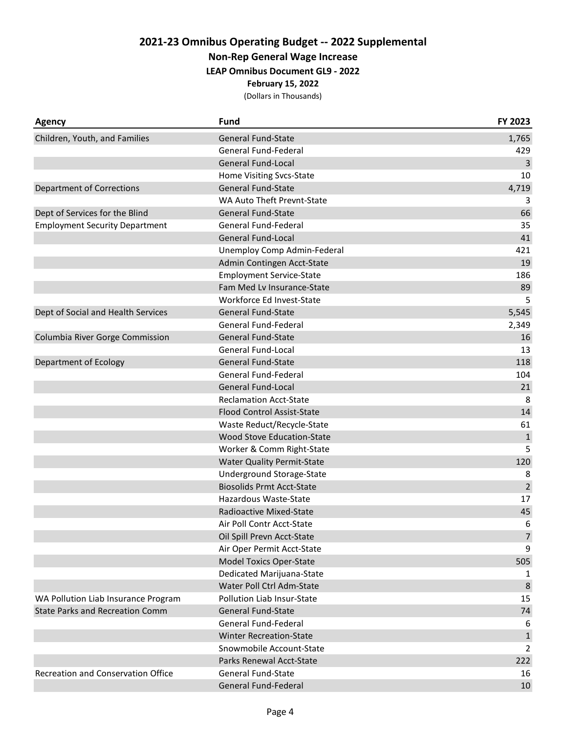# 2021-23 Omnibus Operating Budget -- 2022 Supplemental

## Non-Rep General Wage Increase

### LEAP Omnibus Document GL9 - 2022

**February 15, 2022**

(Dollars in Thousands)

| Agency | Fund | FY 2023 |
|---|---|---|
| Children, Youth, and Families | General Fund-State | 1,765 |
| | General Fund-Federal | 429 |
| | General Fund-Local | 3 |
| | Home Visiting Svcs-State | 10 |
| Department of Corrections | General Fund-State | 4,719 |
| | WA Auto Theft Prevnt-State | 3 |
| Dept of Services for the Blind | General Fund-State | 66 |
| Employment Security Department | General Fund-Federal | 35 |
| | General Fund-Local | 41 |
| | Unemploy Comp Admin-Federal | 421 |
| | Admin Contingen Acct-State | 19 |
| | Employment Service-State | 186 |
| | Fam Med Lv Insurance-State | 89 |
| | Workforce Ed Invest-State | 5 |
| Dept of Social and Health Services | General Fund-State | 5,545 |
| | General Fund-Federal | 2,349 |
| Columbia River Gorge Commission | General Fund-State | 16 |
| | General Fund-Local | 13 |
| Department of Ecology | General Fund-State | 118 |
| | General Fund-Federal | 104 |
| | General Fund-Local | 21 |
| | Reclamation Acct-State | 8 |
| | Flood Control Assist-State | 14 |
| | Waste Reduct/Recycle-State | 61 |
| | Wood Stove Education-State | 1 |
| | Worker & Comm Right-State | 5 |
| | Water Quality Permit-State | 120 |
| | Underground Storage-State | 8 |
| | Biosolids Prmt Acct-State | 2 |
| | Hazardous Waste-State | 17 |
| | Radioactive Mixed-State | 45 |
| | Air Poll Contr Acct-State | 6 |
| | Oil Spill Prevn Acct-State | 7 |
| | Air Oper Permit Acct-State | 9 |
| | Model Toxics Oper-State | 505 |
| | Dedicated Marijuana-State | 1 |
| | Water Poll Ctrl Adm-State | 8 |
| WA Pollution Liab Insurance Program | Pollution Liab Insur-State | 15 |
| State Parks and Recreation Comm | General Fund-State | 74 |
| | General Fund-Federal | 6 |
| | Winter Recreation-State | 1 |
| | Snowmobile Account-State | 2 |
| | Parks Renewal Acct-State | 222 |
| Recreation and Conservation Office | General Fund-State | 16 |
| | General Fund-Federal | 10 |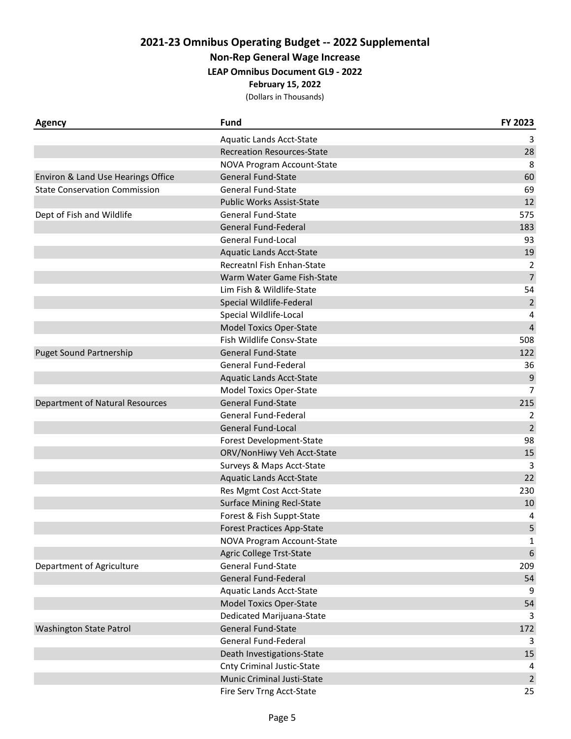# 2021-23 Omnibus Operating Budget -- 2022 Supplemental

## Non-Rep General Wage Increase

### LEAP Omnibus Document GL9 - 2022

**February 15, 2022**

(Dollars in Thousands)

| Agency | Fund | FY 2023 |
|---|---|---|
| | Aquatic Lands Acct-State | 3 |
| | Recreation Resources-State | 28 |
| | NOVA Program Account-State | 8 |
| Environ & Land Use Hearings Office | General Fund-State | 60 |
| State Conservation Commission | General Fund-State | 69 |
| | Public Works Assist-State | 12 |
| Dept of Fish and Wildlife | General Fund-State | 575 |
| | General Fund-Federal | 183 |
| | General Fund-Local | 93 |
| | Aquatic Lands Acct-State | 19 |
| | Recreatnl Fish Enhan-State | 2 |
| | Warm Water Game Fish-State | 7 |
| | Lim Fish & Wildlife-State | 54 |
| | Special Wildlife-Federal | 2 |
| | Special Wildlife-Local | 4 |
| | Model Toxics Oper-State | 4 |
| | Fish Wildlife Consv-State | 508 |
| Puget Sound Partnership | General Fund-State | 122 |
| | General Fund-Federal | 36 |
| | Aquatic Lands Acct-State | 9 |
| | Model Toxics Oper-State | 7 |
| Department of Natural Resources | General Fund-State | 215 |
| | General Fund-Federal | 2 |
| | General Fund-Local | 2 |
| | Forest Development-State | 98 |
| | ORV/NonHiwy Veh Acct-State | 15 |
| | Surveys & Maps Acct-State | 3 |
| | Aquatic Lands Acct-State | 22 |
| | Res Mgmt Cost Acct-State | 230 |
| | Surface Mining Recl-State | 10 |
| | Forest & Fish Suppt-State | 4 |
| | Forest Practices App-State | 5 |
| | NOVA Program Account-State | 1 |
| | Agric College Trst-State | 6 |
| Department of Agriculture | General Fund-State | 209 |
| | General Fund-Federal | 54 |
| | Aquatic Lands Acct-State | 9 |
| | Model Toxics Oper-State | 54 |
| | Dedicated Marijuana-State | 3 |
| Washington State Patrol | General Fund-State | 172 |
| | General Fund-Federal | 3 |
| | Death Investigations-State | 15 |
| | Cnty Criminal Justic-State | 4 |
| | Munic Criminal Justi-State | 2 |
| | Fire Serv Trng Acct-State | 25 |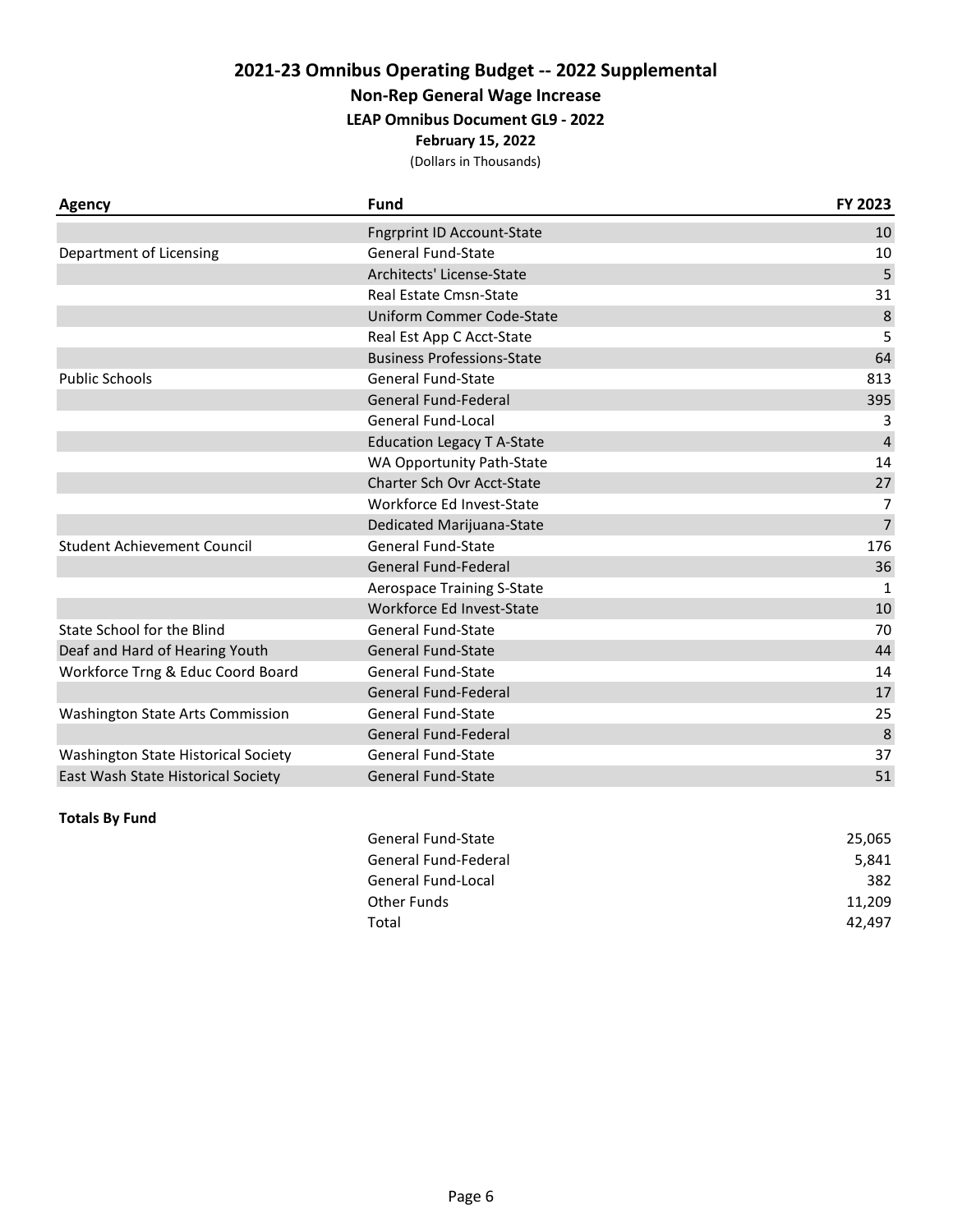## 2021-23 Omnibus Operating Budget -- 2022 Supplemental

### Non-Rep General Wage Increase

### LEAP Omnibus Document GL9 - 2022

**February 15, 2022**

(Dollars in Thousands)

| Agency | Fund | FY 2023 |
|---|---|---|
| | Fngrprint ID Account-State | 10 |
| Department of Licensing | General Fund-State | 10 |
| | Architects' License-State | 5 |
| | Real Estate Cmsn-State | 31 |
| | Uniform Commer Code-State | 8 |
| | Real Est App C Acct-State | 5 |
| | Business Professions-State | 64 |
| Public Schools | General Fund-State | 813 |
| | General Fund-Federal | 395 |
| | General Fund-Local | 3 |
| | Education Legacy T A-State | 4 |
| | WA Opportunity Path-State | 14 |
| | Charter Sch Ovr Acct-State | 27 |
| | Workforce Ed Invest-State | 7 |
| | Dedicated Marijuana-State | 7 |
| Student Achievement Council | General Fund-State | 176 |
| | General Fund-Federal | 36 |
| | Aerospace Training S-State | 1 |
| | Workforce Ed Invest-State | 10 |
| State School for the Blind | General Fund-State | 70 |
| Deaf and Hard of Hearing Youth | General Fund-State | 44 |
| Workforce Trng & Educ Coord Board | General Fund-State | 14 |
| | General Fund-Federal | 17 |
| Washington State Arts Commission | General Fund-State | 25 |
| | General Fund-Federal | 8 |
| Washington State Historical Society | General Fund-State | 37 |
| East Wash State Historical Society | General Fund-State | 51 |

**Totals By Fund**

| | | |
|---|---|---|
| | General Fund-State | 25,065 |
| | General Fund-Federal | 5,841 |
| | General Fund-Local | 382 |
| | Other Funds | 11,209 |
| | Total | 42,497 |